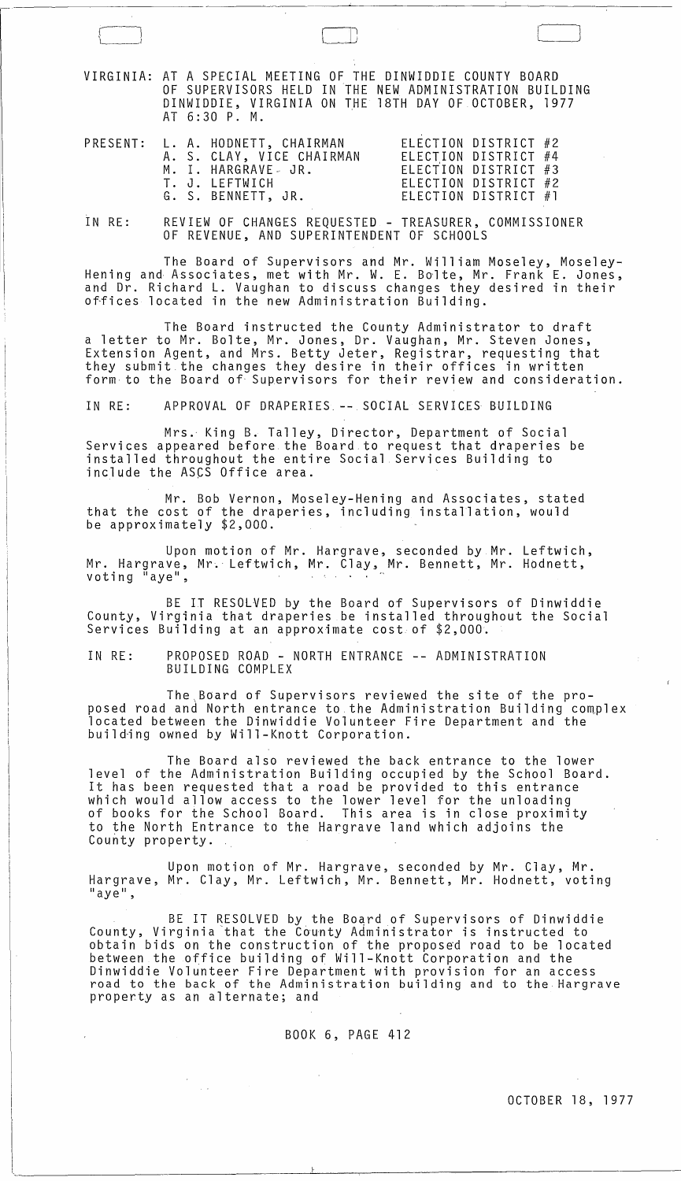VIRGINIA: AT A SPECIAL MEETING OF THE DINWIDDIE COUNTY BOARD OF SUPERVISORS HELD IN THE NEW ADMINISTRATION BUILDING DINWIDDIE, VIRGINIA ON THE 18TH DAY OF OCTOBER, 1977 AT 6:30 P. M.

| PRESENT: | | |
|---|---|---|
| | L. A. HODNETT, CHAIRMAN | ELECTION DISTRICT #2 |
| | A. S. CLAY, VICE CHAIRMAN | ELECTION DISTRICT #4 |
| | M. I. HARGRAVE, JR. | ELECTION DISTRICT #3 |
| | T. J. LEFTWICH | ELECTION DISTRICT #2 |
| | G. S. BENNETT, JR. | ELECTION DISTRICT #1 |

IN RE: REVIEW OF CHANGES REQUESTED - TREASURER, COMMISSIONER OF REVENUE, AND SUPERINTENDENT OF SCHOOLS

The Board of Supervisors and Mr. William Moseley, Moseley-Hening and Associates, met with Mr. W. E. Bolte, Mr. Frank E. Jones, and Dr. Richard L. Vaughan to discuss changes they desired in their offices located in the new Administration Building.

The Board instructed the County Administrator to draft a letter to Mr. Bolte, Mr. Jones, Dr. Vaughan, Mr. Steven Jones, Extension Agent, and Mrs. Betty Jeter, Registrar, requesting that they submit the changes they desire in their offices in written form to the Board of Supervisors for their review and consideration.

IN RE: APPROVAL OF DRAPERIES -- SOCIAL SERVICES BUILDING

Mrs. King B. Talley, Director, Department of Social Services appeared before the Board to request that draperies be installed throughout the entire Social Services Building to include the ASCS Office area.

Mr. Bob Vernon, Moseley-Hening and Associates, stated that the cost of the draperies, including installation, would be approximately $2,000.

Upon motion of Mr. Hargrave, seconded by Mr. Leftwich, Mr. Hargrave, Mr. Leftwich, Mr. Clay, Mr. Bennett, Mr. Hodnett, voting "aye",

BE IT RESOLVED by the Board of Supervisors of Dinwiddie County, Virginia that draperies be installed throughout the Social Services Building at an approximate cost of $2,000.

IN RE: PROPOSED ROAD - NORTH ENTRANCE -- ADMINISTRATION BUILDING COMPLEX

The Board of Supervisors reviewed the site of the proposed road and North entrance to the Administration Building complex located between the Dinwiddie Volunteer Fire Department and the building owned by Will-Knott Corporation.

The Board also reviewed the back entrance to the lower level of the Administration Building occupied by the School Board. It has been requested that a road be provided to this entrance which would allow access to the lower level for the unloading of books for the School Board. This area is in close proximity to the North Entrance to the Hargrave land which adjoins the County property.

Upon motion of Mr. Hargrave, seconded by Mr. Clay, Mr. Hargrave, Mr. Clay, Mr. Leftwich, Mr. Bennett, Mr. Hodnett, voting "aye",

BE IT RESOLVED by the Board of Supervisors of Dinwiddie County, Virginia that the County Administrator is instructed to obtain bids on the construction of the proposed road to be located between the office building of Will-Knott Corporation and the Dinwiddie Volunteer Fire Department with provision for an access road to the back of the Administration building and to the Hargrave property as an alternate; and

BOOK 6, PAGE 412

OCTOBER 18, 1977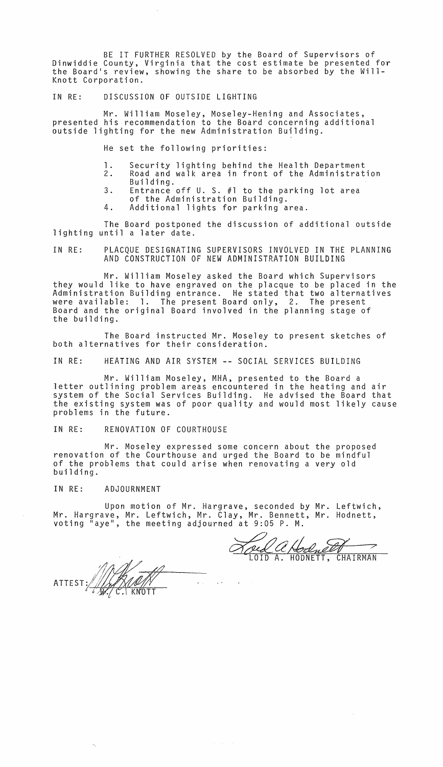BE IT FURTHER RESOLVED by the Board of Supervisors of Dinwiddie County, Virginia that the cost estimate be presented for the Board's review, showing the share to be absorbed by the Will-Knott Corporation.

IN RE: DISCUSSION OF OUTSIDE LIGHTING

Mr. William Moseley, Moseley-Hening and Associates, presented his recommendation to the Board concerning additional outside lighting for the new Administration Building.

He set the following priorities:

1. Security lighting behind the Health Department
2. Road and walk area in front of the Administration Building.
3. Entrance off U. S. #1 to the parking lot area of the Administration Building.
4. Additional lights for parking area.

The Board postponed the discussion of additional outside lighting until a later date.

IN RE: PLACQUE DESIGNATING SUPERVISORS INVOLVED IN THE PLANNING AND CONSTRUCTION OF NEW ADMINISTRATION BUILDING

Mr. William Moseley asked the Board which Supervisors they would like to have engraved on the placque to be placed in the Administration Building entrance. He stated that two alternatives were available: 1. The present Board only, 2. The present Board and the original Board involved in the planning stage of the building.

The Board instructed Mr. Moseley to present sketches of both alternatives for their consideration.

IN RE: HEATING AND AIR SYSTEM -- SOCIAL SERVICES BUILDING

Mr. William Moseley, MHA, presented to the Board a letter outlining problem areas encountered in the heating and air system of the Social Services Building. He advised the Board that the existing system was of poor quality and would most likely cause problems in the future.

IN RE: RENOVATION OF COURTHOUSE

Mr. Moseley expressed some concern about the proposed renovation of the Courthouse and urged the Board to be mindful of the problems that could arise when renovating a very old building.

IN RE: ADJOURNMENT

Upon motion of Mr. Hargrave, seconded by Mr. Leftwich, Mr. Hargrave, Mr. Leftwich, Mr. Clay, Mr. Bennett, Mr. Hodnett, voting "aye", the meeting adjourned at 9:05 P. M.

LOID A. HODNETT, CHAIRMAN

ATTEST: W. C. KNOTT